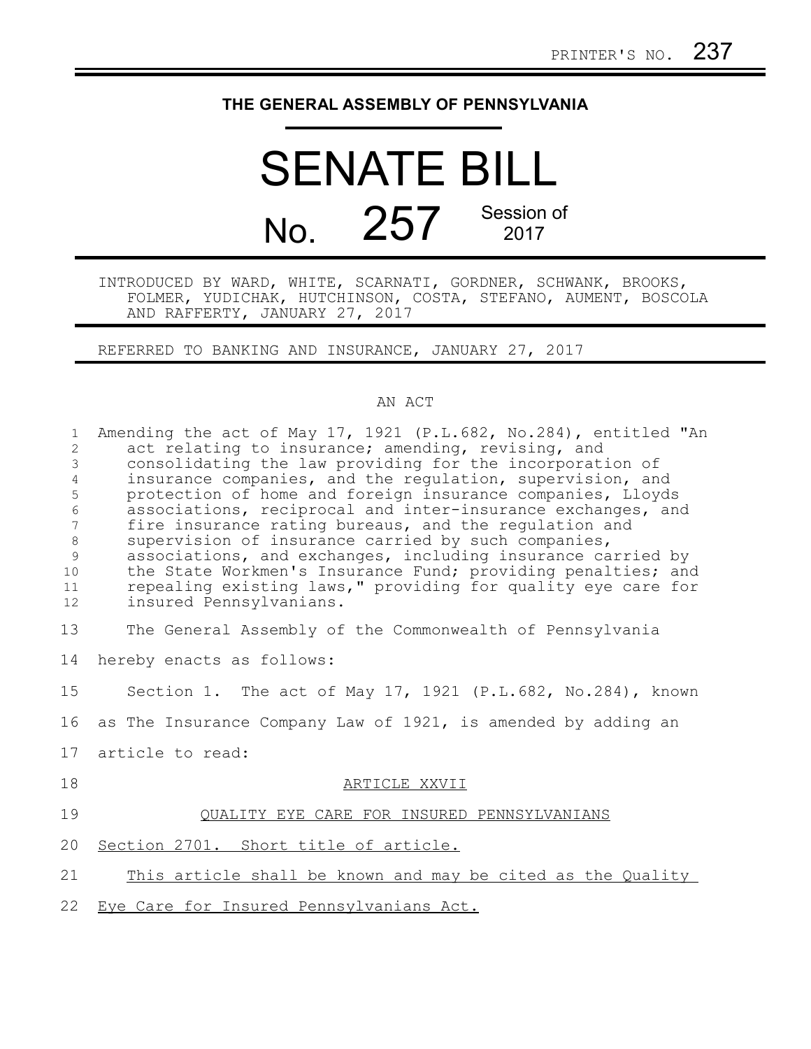PRINTER'S NO. 237

# THE GENERAL ASSEMBLY OF PENNSYLVANIA

# SENATE BILL

## No. 257 Session of 2017

INTRODUCED BY WARD, WHITE, SCARNATI, GORDNER, SCHWANK, BROOKS, FOLMER, YUDICHAK, HUTCHINSON, COSTA, STEFANO, AUMENT, BOSCOLA AND RAFFERTY, JANUARY 27, 2017

REFERRED TO BANKING AND INSURANCE, JANUARY 27, 2017

AN ACT

Amending the act of May 17, 1921 (P.L.682, No.284), entitled "An act relating to insurance; amending, revising, and consolidating the law providing for the incorporation of insurance companies, and the regulation, supervision, and protection of home and foreign insurance companies, Lloyds associations, reciprocal and inter-insurance exchanges, and fire insurance rating bureaus, and the regulation and supervision of insurance carried by such companies, associations, and exchanges, including insurance carried by the State Workmen's Insurance Fund; providing penalties; and repealing existing laws," providing for quality eye care for insured Pennsylvanians.

The General Assembly of the Commonwealth of Pennsylvania hereby enacts as follows:

Section 1. The act of May 17, 1921 (P.L.682, No.284), known as The Insurance Company Law of 1921, is amended by adding an article to read:

ARTICLE XXVII

QUALITY EYE CARE FOR INSURED PENNSYLVANIANS

Section 2701. Short title of article.

This article shall be known and may be cited as the Quality Eye Care for Insured Pennsylvanians Act.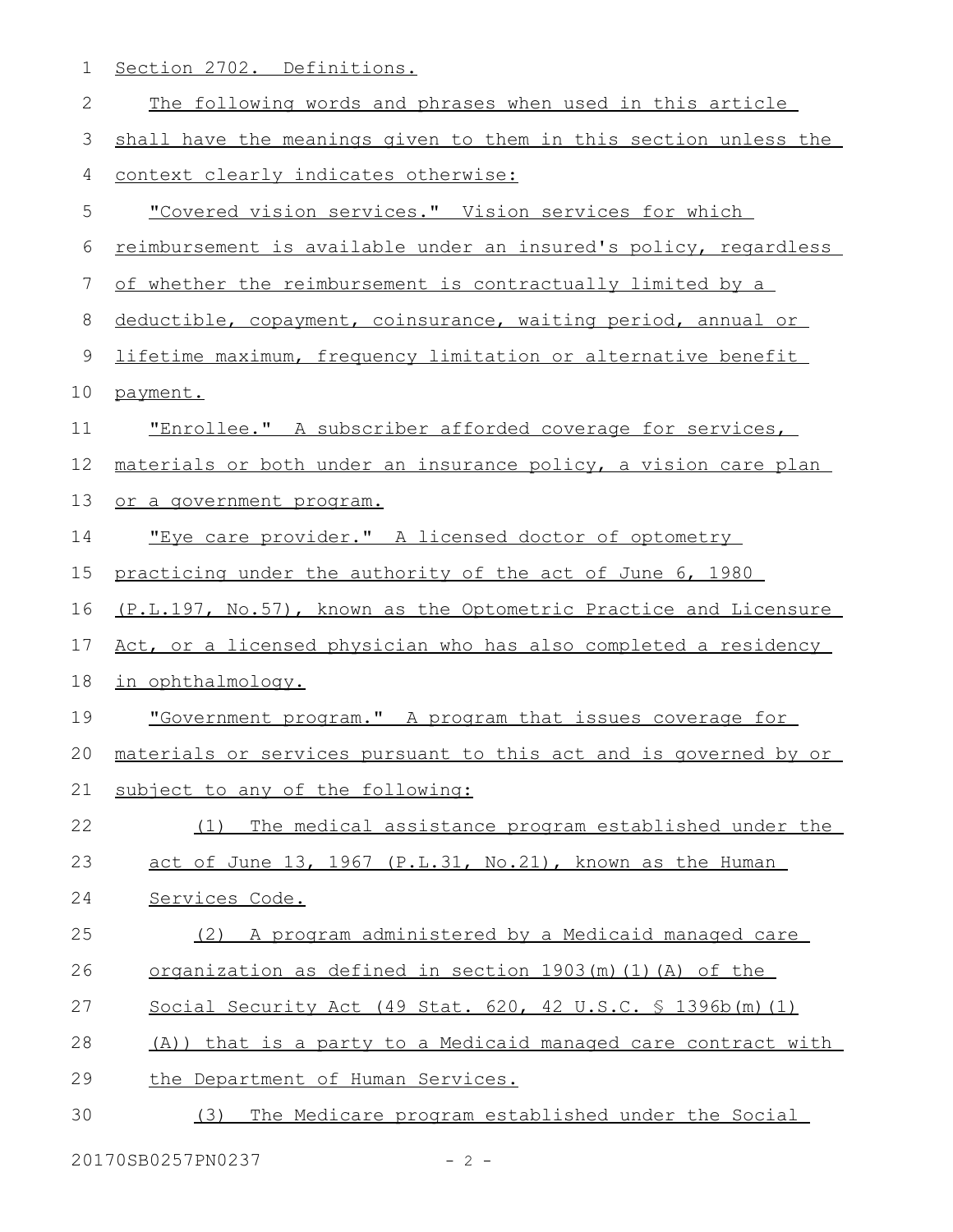Section 2702. Definitions.

The following words and phrases when used in this article shall have the meanings given to them in this section unless the context clearly indicates otherwise:

"Covered vision services." Vision services for which reimbursement is available under an insured's policy, regardless of whether the reimbursement is contractually limited by a deductible, copayment, coinsurance, waiting period, annual or lifetime maximum, frequency limitation or alternative benefit payment.

"Enrollee." A subscriber afforded coverage for services, materials or both under an insurance policy, a vision care plan or a government program.

"Eye care provider." A licensed doctor of optometry practicing under the authority of the act of June 6, 1980 (P.L.197, No.57), known as the Optometric Practice and Licensure Act, or a licensed physician who has also completed a residency in ophthalmology.

"Government program." A program that issues coverage for materials or services pursuant to this act and is governed by or subject to any of the following:

(1) The medical assistance program established under the act of June 13, 1967 (P.L.31, No.21), known as the Human Services Code.

(2) A program administered by a Medicaid managed care organization as defined in section 1903(m)(1)(A) of the Social Security Act (49 Stat. 620, 42 U.S.C. § 1396b(m)(1)(A)) that is a party to a Medicaid managed care contract with the Department of Human Services.

(3) The Medicare program established under the Social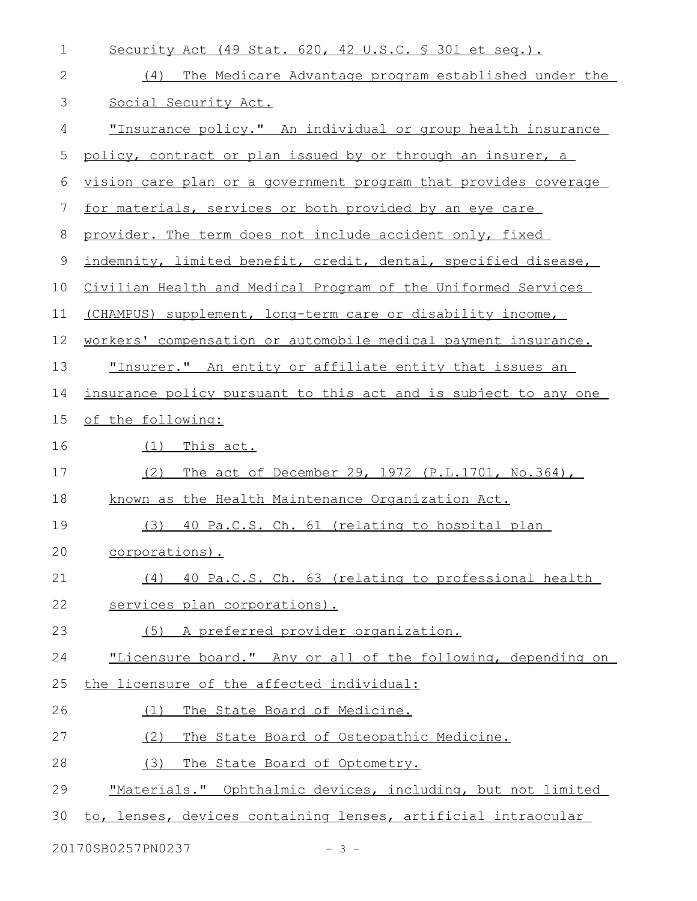Security Act (49 Stat. 620, 42 U.S.C. § 301 et seq.).

(4) The Medicare Advantage program established under the Social Security Act.

"Insurance policy." An individual or group health insurance policy, contract or plan issued by or through an insurer, a vision care plan or a government program that provides coverage for materials, services or both provided by an eye care provider. The term does not include accident only, fixed indemnity, limited benefit, credit, dental, specified disease, Civilian Health and Medical Program of the Uniformed Services (CHAMPUS) supplement, long-term care or disability income, workers' compensation or automobile medical payment insurance.

"Insurer." An entity or affiliate entity that issues an insurance policy pursuant to this act and is subject to any one of the following:

(1) This act.

(2) The act of December 29, 1972 (P.L.1701, No.364), known as the Health Maintenance Organization Act.

(3) 40 Pa.C.S. Ch. 61 (relating to hospital plan corporations).

(4) 40 Pa.C.S. Ch. 63 (relating to professional health services plan corporations).

(5) A preferred provider organization.

"Licensure board." Any or all of the following, depending on the licensure of the affected individual:

(1) The State Board of Medicine.

(2) The State Board of Osteopathic Medicine.

(3) The State Board of Optometry.

"Materials." Ophthalmic devices, including, but not limited to, lenses, devices containing lenses, artificial intraocular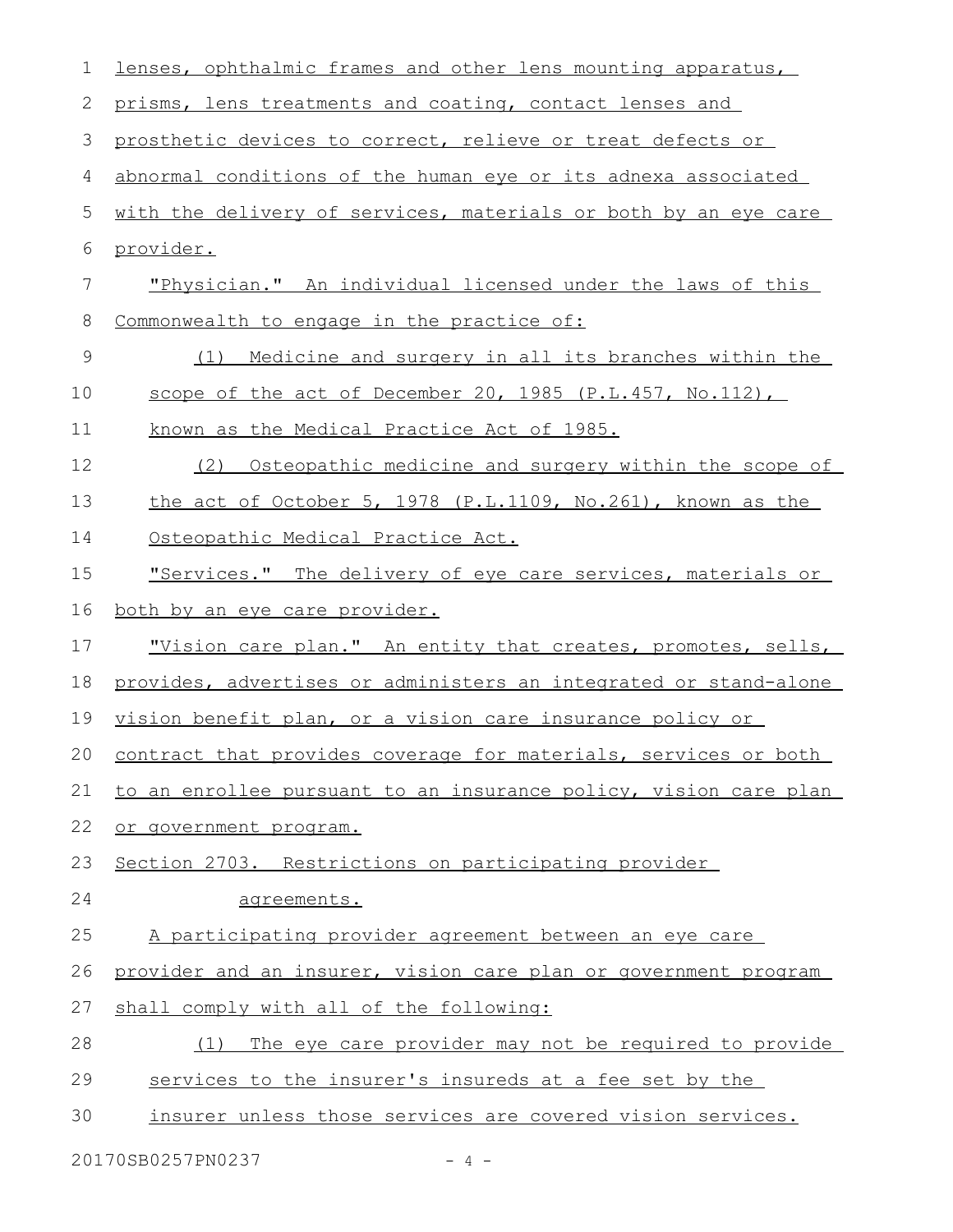lenses, ophthalmic frames and other lens mounting apparatus, prisms, lens treatments and coating, contact lenses and prosthetic devices to correct, relieve or treat defects or abnormal conditions of the human eye or its adnexa associated with the delivery of services, materials or both by an eye care provider.

"Physician." An individual licensed under the laws of this Commonwealth to engage in the practice of:

(1) Medicine and surgery in all its branches within the scope of the act of December 20, 1985 (P.L.457, No.112), known as the Medical Practice Act of 1985.

(2) Osteopathic medicine and surgery within the scope of the act of October 5, 1978 (P.L.1109, No.261), known as the Osteopathic Medical Practice Act.

"Services." The delivery of eye care services, materials or both by an eye care provider.

"Vision care plan." An entity that creates, promotes, sells, provides, advertises or administers an integrated or stand-alone vision benefit plan, or a vision care insurance policy or contract that provides coverage for materials, services or both to an enrollee pursuant to an insurance policy, vision care plan or government program.

Section 2703. Restrictions on participating provider agreements.

A participating provider agreement between an eye care provider and an insurer, vision care plan or government program shall comply with all of the following:

(1) The eye care provider may not be required to provide services to the insurer's insureds at a fee set by the insurer unless those services are covered vision services.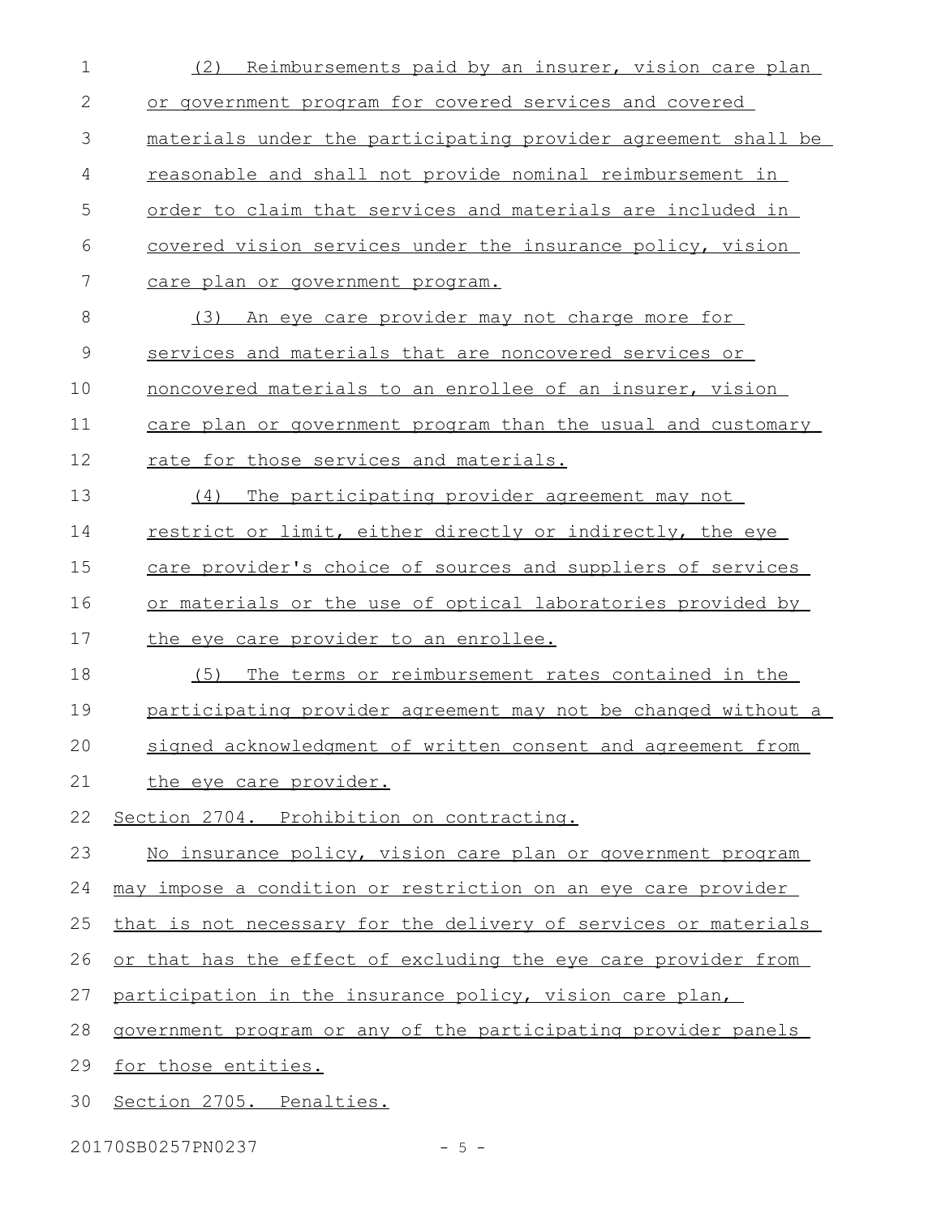(2) Reimbursements paid by an insurer, vision care plan or government program for covered services and covered materials under the participating provider agreement shall be reasonable and shall not provide nominal reimbursement in order to claim that services and materials are included in covered vision services under the insurance policy, vision care plan or government program.

(3) An eye care provider may not charge more for services and materials that are noncovered services or noncovered materials to an enrollee of an insurer, vision care plan or government program than the usual and customary rate for those services and materials.

(4) The participating provider agreement may not restrict or limit, either directly or indirectly, the eye care provider's choice of sources and suppliers of services or materials or the use of optical laboratories provided by the eye care provider to an enrollee.

(5) The terms or reimbursement rates contained in the participating provider agreement may not be changed without a signed acknowledgment of written consent and agreement from the eye care provider.

Section 2704. Prohibition on contracting.

No insurance policy, vision care plan or government program may impose a condition or restriction on an eye care provider that is not necessary for the delivery of services or materials or that has the effect of excluding the eye care provider from participation in the insurance policy, vision care plan, government program or any of the participating provider panels for those entities.

Section 2705. Penalties.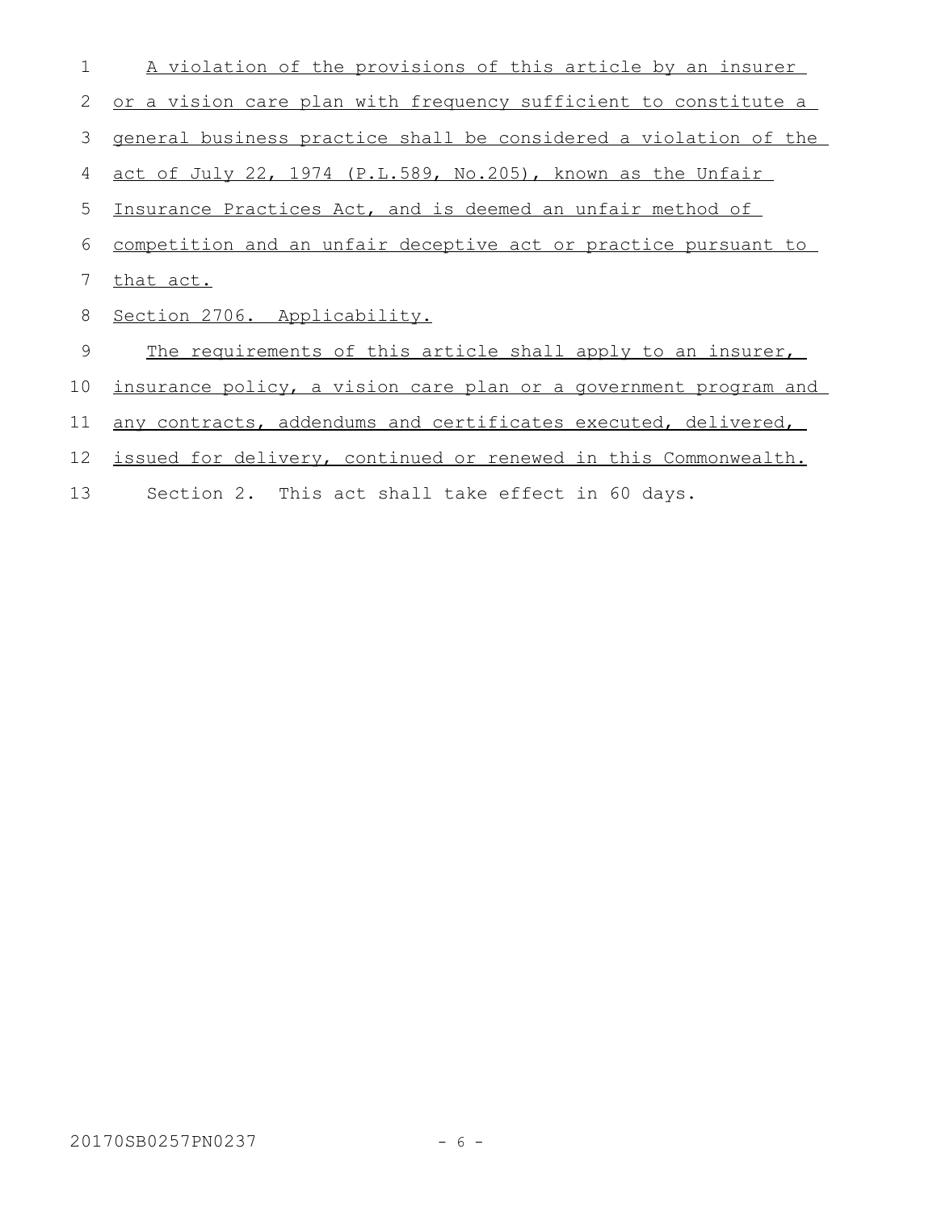A violation of the provisions of this article by an insurer or a vision care plan with frequency sufficient to constitute a general business practice shall be considered a violation of the act of July 22, 1974 (P.L.589, No.205), known as the Unfair Insurance Practices Act, and is deemed an unfair method of competition and an unfair deceptive act or practice pursuant to that act.

Section 2706. Applicability.

The requirements of this article shall apply to an insurer, insurance policy, a vision care plan or a government program and any contracts, addendums and certificates executed, delivered, issued for delivery, continued or renewed in this Commonwealth.

Section 2. This act shall take effect in 60 days.